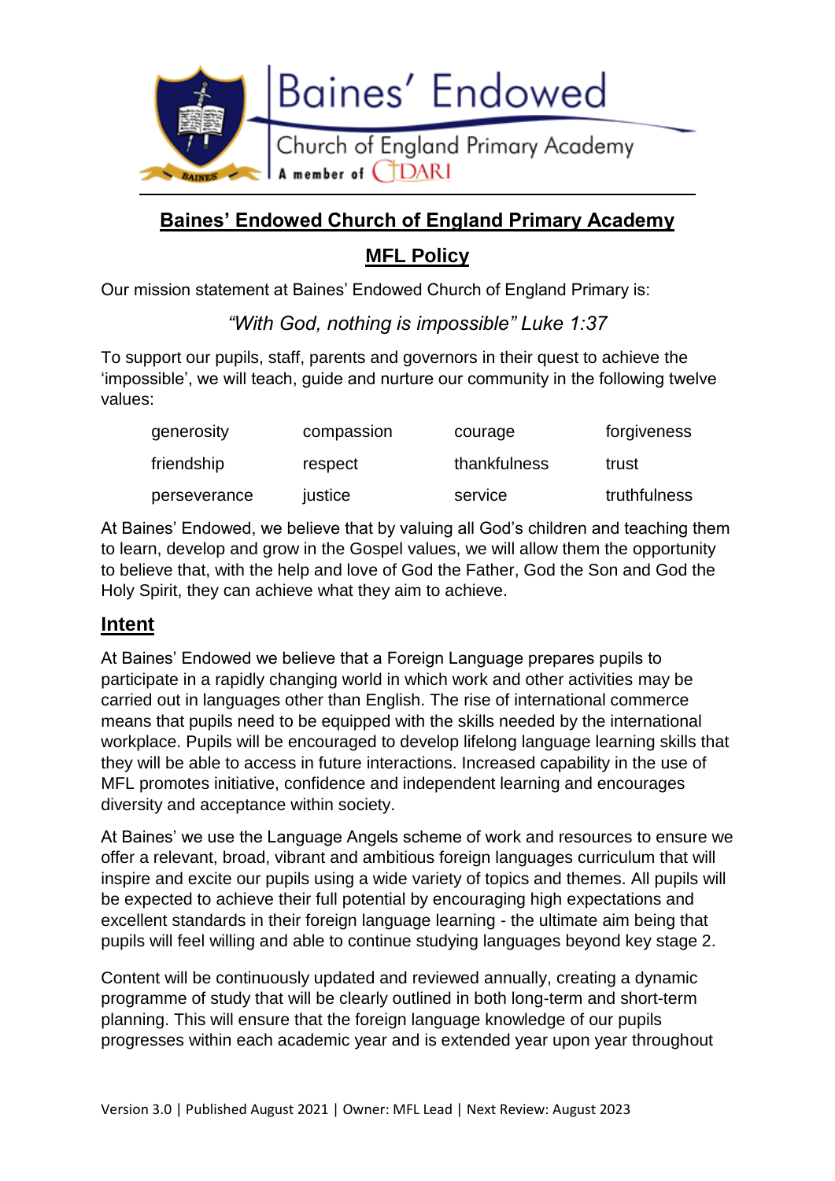# Baines' Endowed Church of England Primary Academy

## MFL Policy

Our mission statement at Baines' Endowed Church of England Primary is:

*"With God, nothing is impossible" Luke 1:37*

To support our pupils, staff, parents and governors in their quest to achieve the 'impossible', we will teach, guide and nurture our community in the following twelve values:

| | | | |
|---|---|---|---|
| generosity | compassion | courage | forgiveness |
| friendship | respect | thankfulness | trust |
| perseverance | justice | service | truthfulness |

At Baines' Endowed, we believe that by valuing all God's children and teaching them to learn, develop and grow in the Gospel values, we will allow them the opportunity to believe that, with the help and love of God the Father, God the Son and God the Holy Spirit, they can achieve what they aim to achieve.

## Intent

At Baines' Endowed we believe that a Foreign Language prepares pupils to participate in a rapidly changing world in which work and other activities may be carried out in languages other than English. The rise of international commerce means that pupils need to be equipped with the skills needed by the international workplace. Pupils will be encouraged to develop lifelong language learning skills that they will be able to access in future interactions. Increased capability in the use of MFL promotes initiative, confidence and independent learning and encourages diversity and acceptance within society.

At Baines' we use the Language Angels scheme of work and resources to ensure we offer a relevant, broad, vibrant and ambitious foreign languages curriculum that will inspire and excite our pupils using a wide variety of topics and themes. All pupils will be expected to achieve their full potential by encouraging high expectations and excellent standards in their foreign language learning - the ultimate aim being that pupils will feel willing and able to continue studying languages beyond key stage 2.

Content will be continuously updated and reviewed annually, creating a dynamic programme of study that will be clearly outlined in both long-term and short-term planning. This will ensure that the foreign language knowledge of our pupils progresses within each academic year and is extended year upon year throughout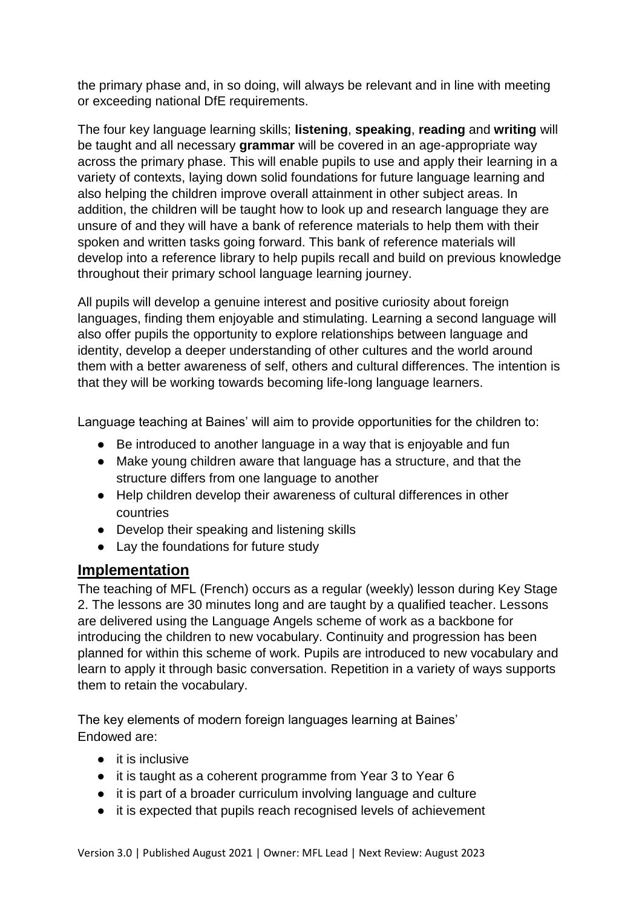the primary phase and, in so doing, will always be relevant and in line with meeting or exceeding national DfE requirements.

The four key language learning skills; **listening**, **speaking**, **reading** and **writing** will be taught and all necessary **grammar** will be covered in an age-appropriate way across the primary phase. This will enable pupils to use and apply their learning in a variety of contexts, laying down solid foundations for future language learning and also helping the children improve overall attainment in other subject areas. In addition, the children will be taught how to look up and research language they are unsure of and they will have a bank of reference materials to help them with their spoken and written tasks going forward. This bank of reference materials will develop into a reference library to help pupils recall and build on previous knowledge throughout their primary school language learning journey.

All pupils will develop a genuine interest and positive curiosity about foreign languages, finding them enjoyable and stimulating. Learning a second language will also offer pupils the opportunity to explore relationships between language and identity, develop a deeper understanding of other cultures and the world around them with a better awareness of self, others and cultural differences. The intention is that they will be working towards becoming life-long language learners.

Language teaching at Baines' will aim to provide opportunities for the children to:

- Be introduced to another language in a way that is enjoyable and fun
- Make young children aware that language has a structure, and that the structure differs from one language to another
- Help children develop their awareness of cultural differences in other countries
- Develop their speaking and listening skills
- Lay the foundations for future study

## Implementation

The teaching of MFL (French) occurs as a regular (weekly) lesson during Key Stage 2. The lessons are 30 minutes long and are taught by a qualified teacher. Lessons are delivered using the Language Angels scheme of work as a backbone for introducing the children to new vocabulary. Continuity and progression has been planned for within this scheme of work. Pupils are introduced to new vocabulary and learn to apply it through basic conversation. Repetition in a variety of ways supports them to retain the vocabulary.

The key elements of modern foreign languages learning at Baines' Endowed are:

- it is inclusive
- it is taught as a coherent programme from Year 3 to Year 6
- it is part of a broader curriculum involving language and culture
- it is expected that pupils reach recognised levels of achievement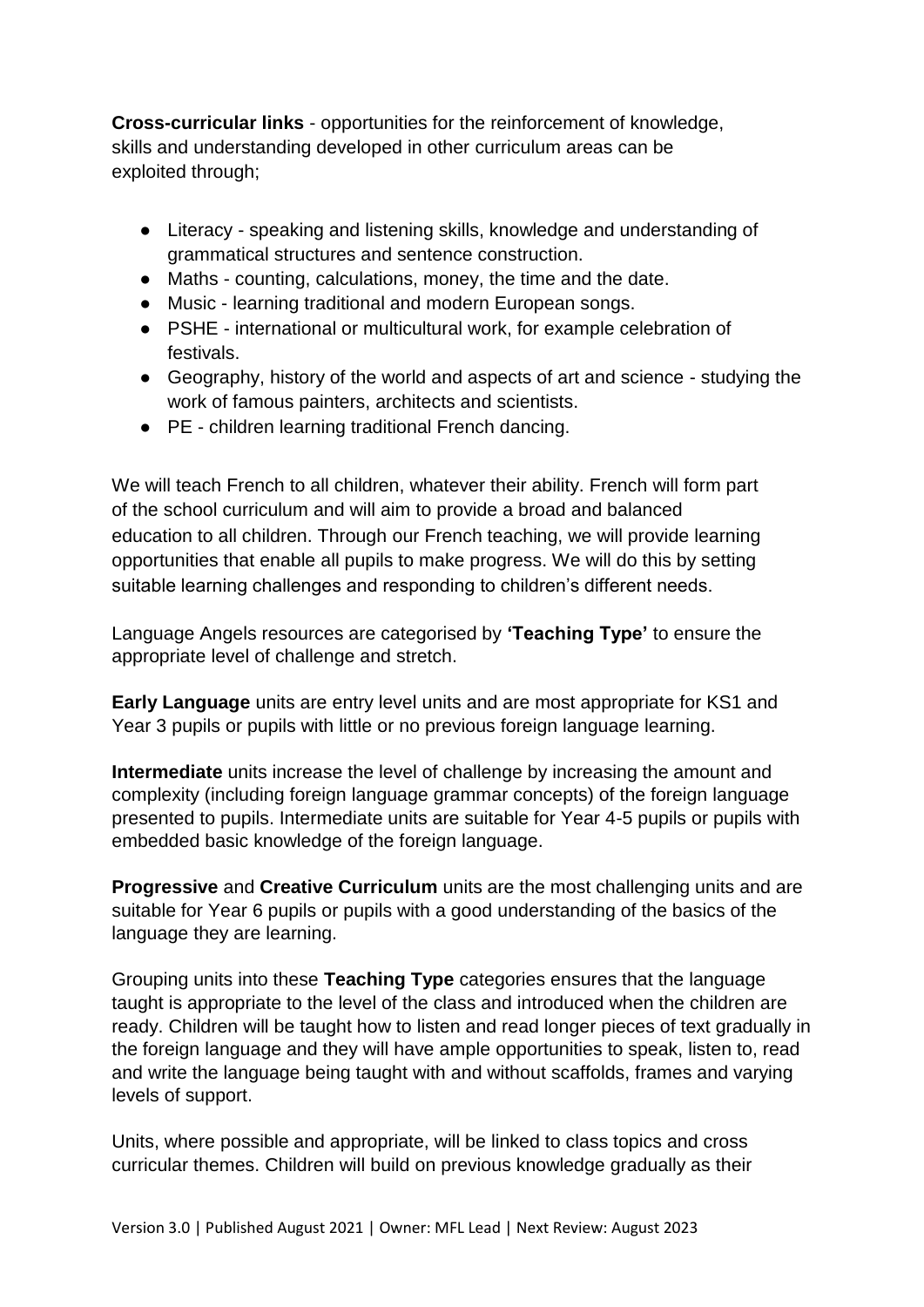**Cross-curricular links** - opportunities for the reinforcement of knowledge, skills and understanding developed in other curriculum areas can be exploited through;

- Literacy - speaking and listening skills, knowledge and understanding of grammatical structures and sentence construction.
- Maths - counting, calculations, money, the time and the date.
- Music - learning traditional and modern European songs.
- PSHE - international or multicultural work, for example celebration of festivals.
- Geography, history of the world and aspects of art and science - studying the work of famous painters, architects and scientists.
- PE - children learning traditional French dancing.

We will teach French to all children, whatever their ability. French will form part of the school curriculum and will aim to provide a broad and balanced education to all children. Through our French teaching, we will provide learning opportunities that enable all pupils to make progress. We will do this by setting suitable learning challenges and responding to children's different needs.

Language Angels resources are categorised by **'Teaching Type'** to ensure the appropriate level of challenge and stretch.

**Early Language** units are entry level units and are most appropriate for KS1 and Year 3 pupils or pupils with little or no previous foreign language learning.

**Intermediate** units increase the level of challenge by increasing the amount and complexity (including foreign language grammar concepts) of the foreign language presented to pupils. Intermediate units are suitable for Year 4-5 pupils or pupils with embedded basic knowledge of the foreign language.

**Progressive** and **Creative Curriculum** units are the most challenging units and are suitable for Year 6 pupils or pupils with a good understanding of the basics of the language they are learning.

Grouping units into these **Teaching Type** categories ensures that the language taught is appropriate to the level of the class and introduced when the children are ready. Children will be taught how to listen and read longer pieces of text gradually in the foreign language and they will have ample opportunities to speak, listen to, read and write the language being taught with and without scaffolds, frames and varying levels of support.

Units, where possible and appropriate, will be linked to class topics and cross curricular themes. Children will build on previous knowledge gradually as their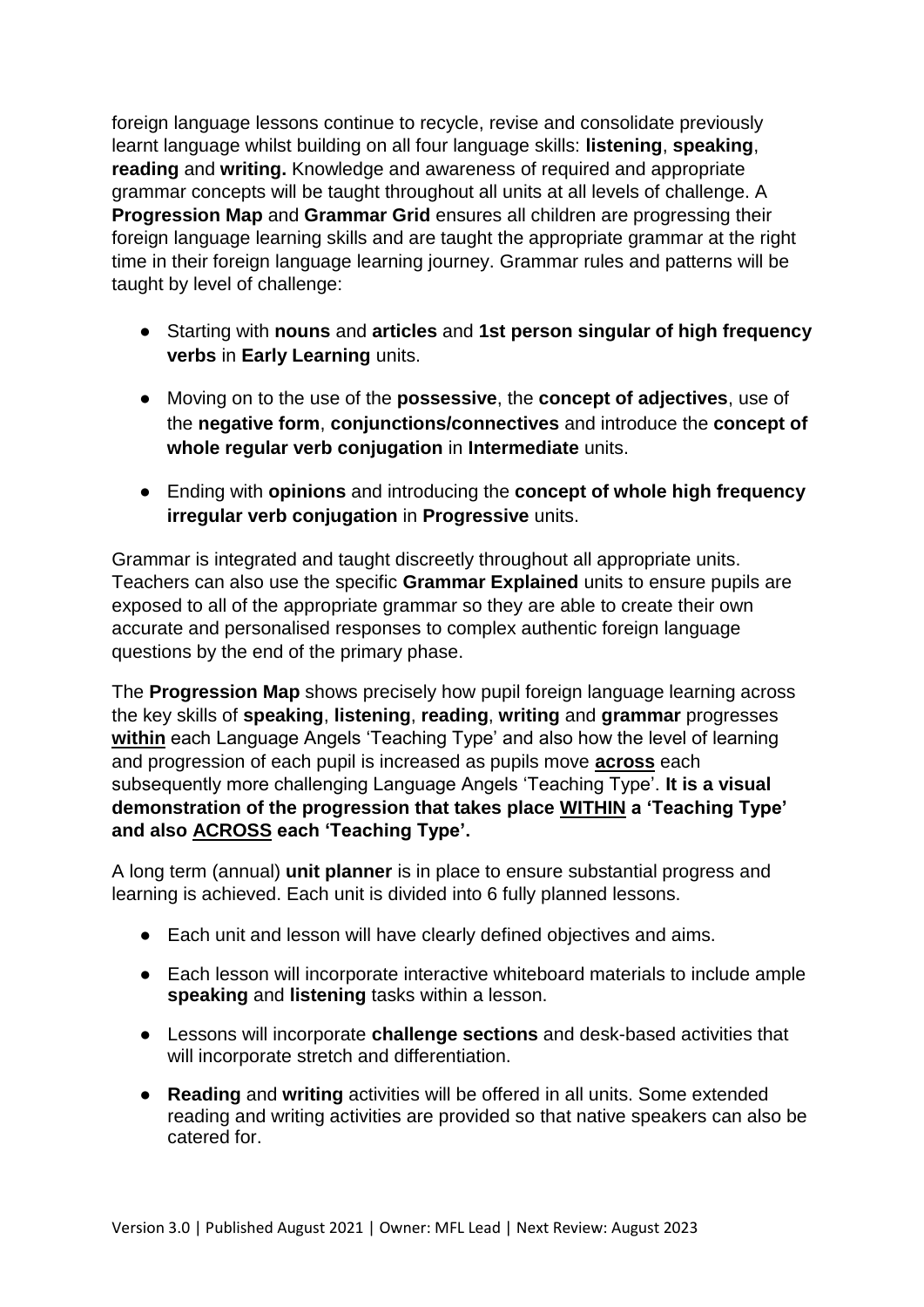foreign language lessons continue to recycle, revise and consolidate previously learnt language whilst building on all four language skills: **listening**, **speaking**, **reading** and **writing.** Knowledge and awareness of required and appropriate grammar concepts will be taught throughout all units at all levels of challenge. A **Progression Map** and **Grammar Grid** ensures all children are progressing their foreign language learning skills and are taught the appropriate grammar at the right time in their foreign language learning journey. Grammar rules and patterns will be taught by level of challenge:

- Starting with **nouns** and **articles** and **1st person singular of high frequency verbs** in **Early Learning** units.
- Moving on to the use of the **possessive**, the **concept of adjectives**, use of the **negative form**, **conjunctions/connectives** and introduce the **concept of whole regular verb conjugation** in **Intermediate** units.
- Ending with **opinions** and introducing the **concept of whole high frequency irregular verb conjugation** in **Progressive** units.

Grammar is integrated and taught discreetly throughout all appropriate units. Teachers can also use the specific **Grammar Explained** units to ensure pupils are exposed to all of the appropriate grammar so they are able to create their own accurate and personalised responses to complex authentic foreign language questions by the end of the primary phase.

The **Progression Map** shows precisely how pupil foreign language learning across the key skills of **speaking**, **listening**, **reading**, **writing** and **grammar** progresses **within** each Language Angels 'Teaching Type' and also how the level of learning and progression of each pupil is increased as pupils move **across** each subsequently more challenging Language Angels 'Teaching Type'. **It is a visual demonstration of the progression that takes place WITHIN a 'Teaching Type' and also ACROSS each 'Teaching Type'.**

A long term (annual) **unit planner** is in place to ensure substantial progress and learning is achieved. Each unit is divided into 6 fully planned lessons.

- Each unit and lesson will have clearly defined objectives and aims.
- Each lesson will incorporate interactive whiteboard materials to include ample **speaking** and **listening** tasks within a lesson.
- Lessons will incorporate **challenge sections** and desk-based activities that will incorporate stretch and differentiation.
- **Reading** and **writing** activities will be offered in all units. Some extended reading and writing activities are provided so that native speakers can also be catered for.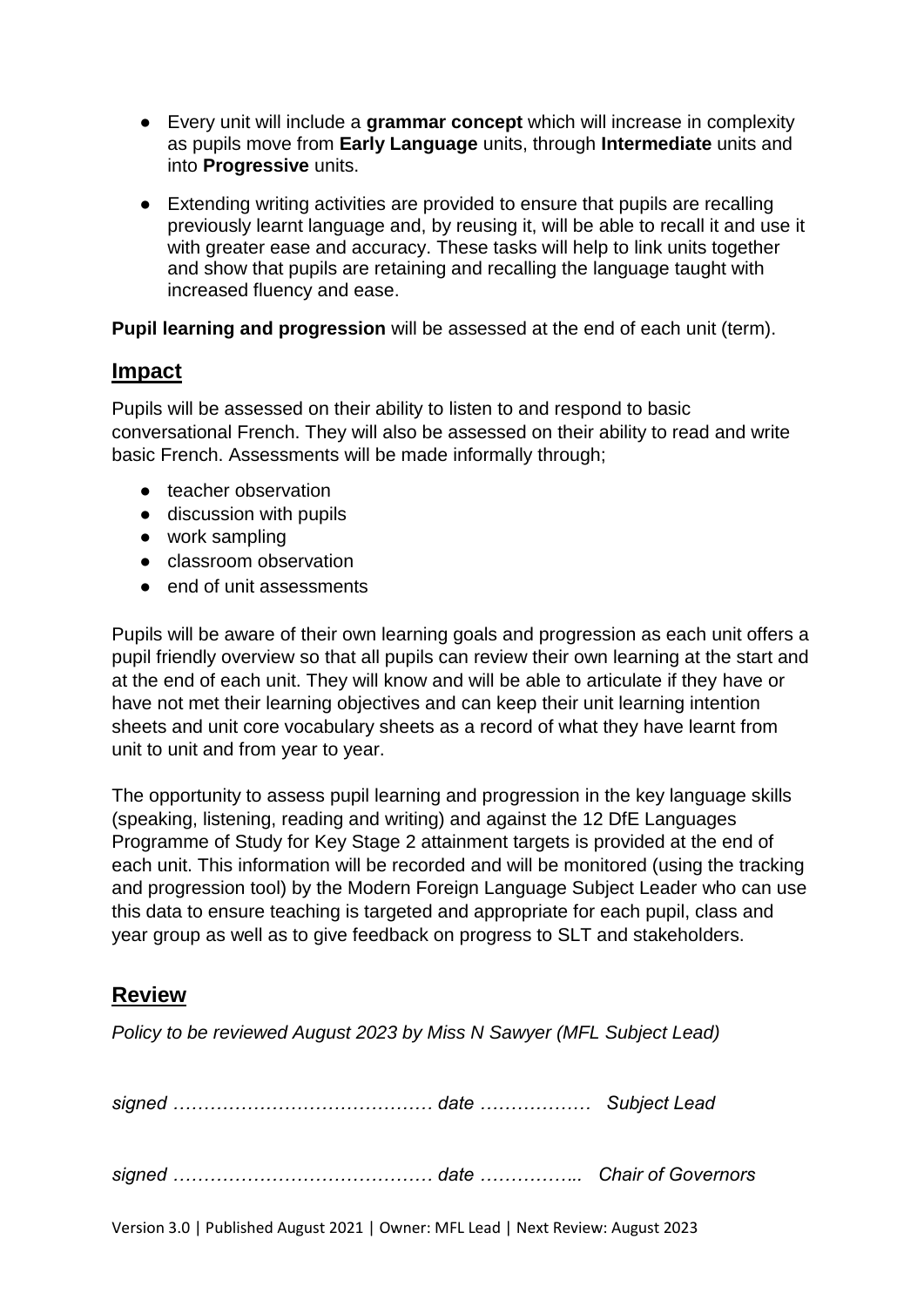- Every unit will include a **grammar concept** which will increase in complexity as pupils move from **Early Language** units, through **Intermediate** units and into **Progressive** units.

- Extending writing activities are provided to ensure that pupils are recalling previously learnt language and, by reusing it, will be able to recall it and use it with greater ease and accuracy. These tasks will help to link units together and show that pupils are retaining and recalling the language taught with increased fluency and ease.

**Pupil learning and progression** will be assessed at the end of each unit (term).

## Impact

Pupils will be assessed on their ability to listen to and respond to basic conversational French. They will also be assessed on their ability to read and write basic French. Assessments will be made informally through;

- teacher observation
- discussion with pupils
- work sampling
- classroom observation
- end of unit assessments

Pupils will be aware of their own learning goals and progression as each unit offers a pupil friendly overview so that all pupils can review their own learning at the start and at the end of each unit. They will know and will be able to articulate if they have or have not met their learning objectives and can keep their unit learning intention sheets and unit core vocabulary sheets as a record of what they have learnt from unit to unit and from year to year.

The opportunity to assess pupil learning and progression in the key language skills (speaking, listening, reading and writing) and against the 12 DfE Languages Programme of Study for Key Stage 2 attainment targets is provided at the end of each unit. This information will be recorded and will be monitored (using the tracking and progression tool) by the Modern Foreign Language Subject Leader who can use this data to ensure teaching is targeted and appropriate for each pupil, class and year group as well as to give feedback on progress to SLT and stakeholders.

## Review

*Policy to be reviewed August 2023 by Miss N Sawyer (MFL Subject Lead)*

*signed …………………………………… date ……………… Subject Lead*

*signed …………………………………… date …………….. Chair of Governors*

Version 3.0 | Published August 2021 | Owner: MFL Lead | Next Review: August 2023